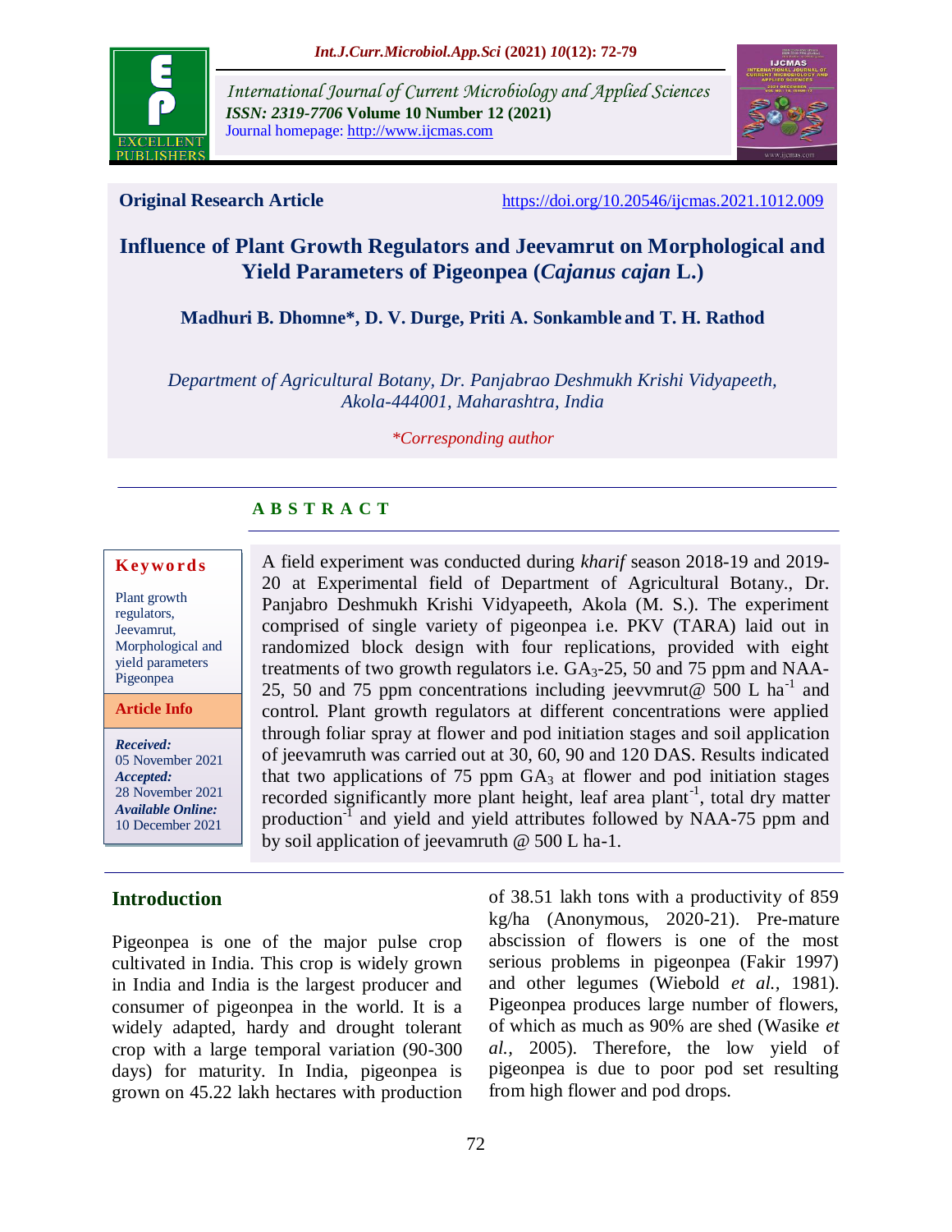International Journal of Current Microbiology and Applied Sciences
*ISSN: 2319-7706* **Volume 10 Number 12 (2021)**
Journal homepage: http://www.ijcmas.com

**Original Research Article** https://doi.org/10.20546/ijcmas.2021.1012.009

# Influence of Plant Growth Regulators and Jeevamrut on Morphological and Yield Parameters of Pigeonpea (*Cajanus cajan* L.)

**Madhuri B. Dhomne\*, D. V. Durge, Priti A. Sonkamble and T. H. Rathod**

*Department of Agricultural Botany, Dr. Panjabrao Deshmukh Krishi Vidyapeeth, Akola-444001, Maharashtra, India*

*\*Corresponding author*

## ABSTRACT

**Keywords**

Plant growth regulators, Jeevamrut, Morphological and yield parameters Pigeonpea

**Article Info**

***Received:*** 05 November 2021
***Accepted:*** 28 November 2021
***Available Online:*** 10 December 2021

A field experiment was conducted during *kharif* season 2018-19 and 2019-20 at Experimental field of Department of Agricultural Botany., Dr. Panjabro Deshmukh Krishi Vidyapeeth, Akola (M. S.). The experiment comprised of single variety of pigeonpea i.e. PKV (TARA) laid out in randomized block design with four replications, provided with eight treatments of two growth regulators i.e. $GA_3$-25, 50 and 75 ppm and NAA-25, 50 and 75 ppm concentrations including jeevvmrut@ 500 L $ha^{-1}$ and control. Plant growth regulators at different concentrations were applied through foliar spray at flower and pod initiation stages and soil application of jeevamruth was carried out at 30, 60, 90 and 120 DAS. Results indicated that two applications of 75 ppm $GA_3$ at flower and pod initiation stages recorded significantly more plant height, leaf area $plant^{-1}$, total dry matter $production^{-1}$ and yield and yield attributes followed by NAA-75 ppm and by soil application of jeevamruth @ 500 L ha-1.

## Introduction

Pigeonpea is one of the major pulse crop cultivated in India. This crop is widely grown in India and India is the largest producer and consumer of pigeonpea in the world. It is a widely adapted, hardy and drought tolerant crop with a large temporal variation (90-300 days) for maturity. In India, pigeonpea is grown on 45.22 lakh hectares with production of 38.51 lakh tons with a productivity of 859 kg/ha (Anonymous, 2020-21). Pre-mature abscission of flowers is one of the most serious problems in pigeonpea (Fakir 1997) and other legumes (Wiebold *et al.,* 1981). Pigeonpea produces large number of flowers, of which as much as 90% are shed (Wasike *et al.,* 2005). Therefore, the low yield of pigeonpea is due to poor pod set resulting from high flower and pod drops.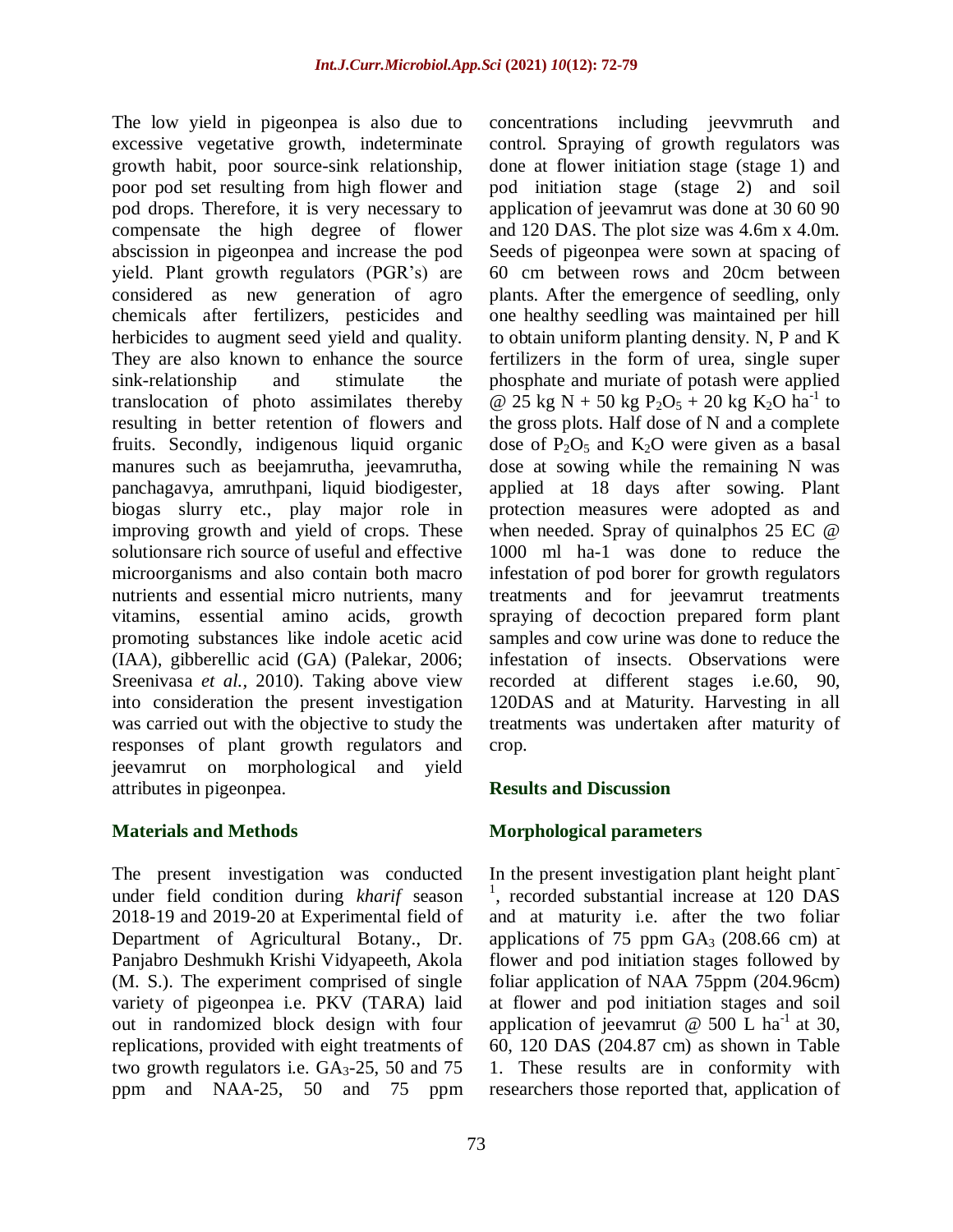The low yield in pigeonpea is also due to excessive vegetative growth, indeterminate growth habit, poor source-sink relationship, poor pod set resulting from high flower and pod drops. Therefore, it is very necessary to compensate the high degree of flower abscission in pigeonpea and increase the pod yield. Plant growth regulators (PGR's) are considered as new generation of agro chemicals after fertilizers, pesticides and herbicides to augment seed yield and quality. They are also known to enhance the source sink-relationship and stimulate the translocation of photo assimilates thereby resulting in better retention of flowers and fruits. Secondly, indigenous liquid organic manures such as beejamrutha, jeevamrutha, panchagavya, amruthpani, liquid biodigester, biogas slurry etc., play major role in improving growth and yield of crops. These solutionsare rich source of useful and effective microorganisms and also contain both macro nutrients and essential micro nutrients, many vitamins, essential amino acids, growth promoting substances like indole acetic acid (IAA), gibberellic acid (GA) (Palekar, 2006; Sreenivasa *et al.*, 2010). Taking above view into consideration the present investigation was carried out with the objective to study the responses of plant growth regulators and jeevamrut on morphological and yield attributes in pigeonpea.

## Materials and Methods

The present investigation was conducted under field condition during *kharif* season 2018-19 and 2019-20 at Experimental field of Department of Agricultural Botany., Dr. Panjabro Deshmukh Krishi Vidyapeeth, Akola (M. S.). The experiment comprised of single variety of pigeonpea i.e. PKV (TARA) laid out in randomized block design with four replications, provided with eight treatments of two growth regulators i.e. $GA_3$-25, 50 and 75 ppm and NAA-25, 50 and 75 ppm concentrations including jeevvmruth and control. Spraying of growth regulators was done at flower initiation stage (stage 1) and pod initiation stage (stage 2) and soil application of jeevamrut was done at 30 60 90 and 120 DAS. The plot size was 4.6m x 4.0m. Seeds of pigeonpea were sown at spacing of 60 cm between rows and 20cm between plants. After the emergence of seedling, only one healthy seedling was maintained per hill to obtain uniform planting density. N, P and K fertilizers in the form of urea, single super phosphate and muriate of potash were applied @ 25 kg N + 50 kg $P_2O_5$ + 20 kg $K_2O$ $ha^{-1}$ to the gross plots. Half dose of N and a complete dose of $P_2O_5$ and $K_2O$ were given as a basal dose at sowing while the remaining N was applied at 18 days after sowing. Plant protection measures were adopted as and when needed. Spray of quinalphos 25 EC @ 1000 ml ha-1 was done to reduce the infestation of pod borer for growth regulators treatments and for jeevamrut treatments spraying of decoction prepared form plant samples and cow urine was done to reduce the infestation of insects. Observations were recorded at different stages i.e.60, 90, 120DAS and at Maturity. Harvesting in all treatments was undertaken after maturity of crop.

## Results and Discussion

### Morphological parameters

In the present investigation plant height $plant^{-1}$, recorded substantial increase at 120 DAS and at maturity i.e. after the two foliar applications of 75 ppm $GA_3$ (208.66 cm) at flower and pod initiation stages followed by foliar application of NAA 75ppm (204.96cm) at flower and pod initiation stages and soil application of jeevamrut @ 500 L $ha^{-1}$ at 30, 60, 120 DAS (204.87 cm) as shown in Table 1. These results are in conformity with researchers those reported that, application of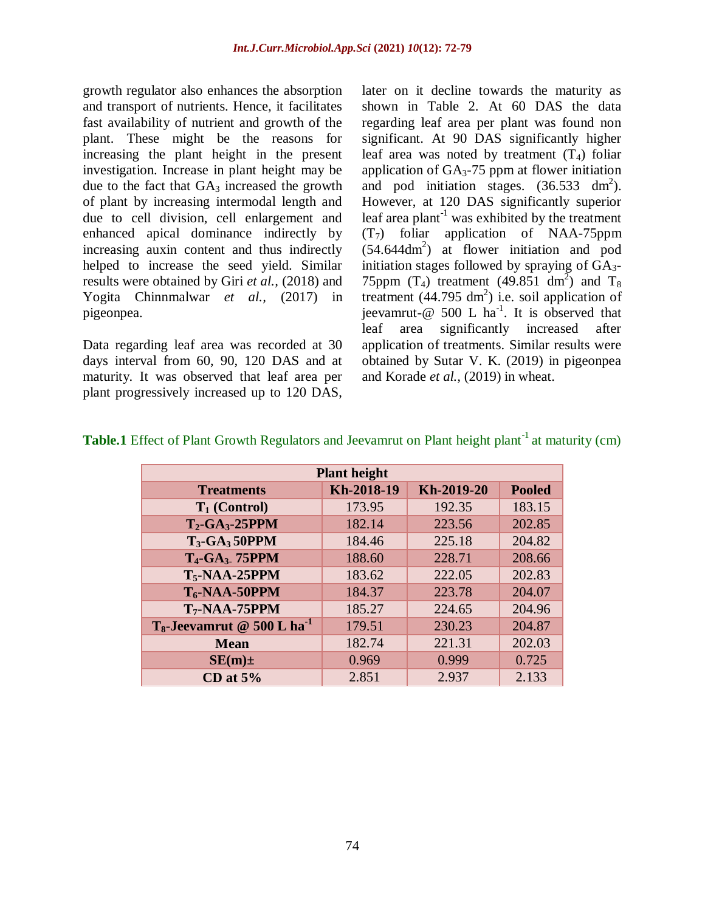growth regulator also enhances the absorption and transport of nutrients. Hence, it facilitates fast availability of nutrient and growth of the plant. These might be the reasons for increasing the plant height in the present investigation. Increase in plant height may be due to the fact that $GA_3$ increased the growth of plant by increasing intermodal length and due to cell division, cell enlargement and enhanced apical dominance indirectly by increasing auxin content and thus indirectly helped to increase the seed yield. Similar results were obtained by Giri *et al.,* (2018) and Yogita Chinnmalwar *et al.,* (2017) in pigeonpea.

Data regarding leaf area was recorded at 30 days interval from 60, 90, 120 DAS and at maturity. It was observed that leaf area per plant progressively increased up to 120 DAS, later on it decline towards the maturity as shown in Table 2. At 60 DAS the data regarding leaf area per plant was found non significant. At 90 DAS significantly higher leaf area was noted by treatment ($T_4$) foliar application of $GA_3$-75 ppm at flower initiation and pod initiation stages. (36.533 $dm^2$). However, at 120 DAS significantly superior leaf area plant$^{-1}$ was exhibited by the treatment ($T_7$) foliar application of NAA-75ppm (54.644$dm^2$) at flower initiation and pod initiation stages followed by spraying of $GA_3$-75ppm ($T_4$) treatment (49.851 $dm^2$) and $T_8$ treatment (44.795 $dm^2$) i.e. soil application of jeevamrut-@ 500 L ha$^{-1}$. It is observed that leaf area significantly increased after application of treatments. Similar results were obtained by Sutar V. K. (2019) in pigeonpea and Korade *et al.,* (2019) in wheat.

**Table.1** Effect of Plant Growth Regulators and Jeevamrut on Plant height plant$^{-1}$ at maturity (cm)

| Plant height | | | |
|---|---|---|---|
| **Treatments** | **Kh-2018-19** | **Kh-2019-20** | **Pooled** |
| **$T_1$ (Control)** | 173.95 | 192.35 | 183.15 |
| **$T_2$-$GA_3$-25PPM** | 182.14 | 223.56 | 202.85 |
| **$T_3$-$GA_3$ 50PPM** | 184.46 | 225.18 | 204.82 |
| **$T_4$-$GA_3$- 75PPM** | 188.60 | 228.71 | 208.66 |
| **$T_5$-NAA-25PPM** | 183.62 | 222.05 | 202.83 |
| **$T_6$-NAA-50PPM** | 184.37 | 223.78 | 204.07 |
| **$T_7$-NAA-75PPM** | 185.27 | 224.65 | 204.96 |
| **$T_8$-Jeevamrut @ 500 L ha$^{-1}$** | 179.51 | 230.23 | 204.87 |
| **Mean** | 182.74 | 221.31 | 202.03 |
| **SE(m)±** | 0.969 | 0.999 | 0.725 |
| **CD at 5%** | 2.851 | 2.937 | 2.133 |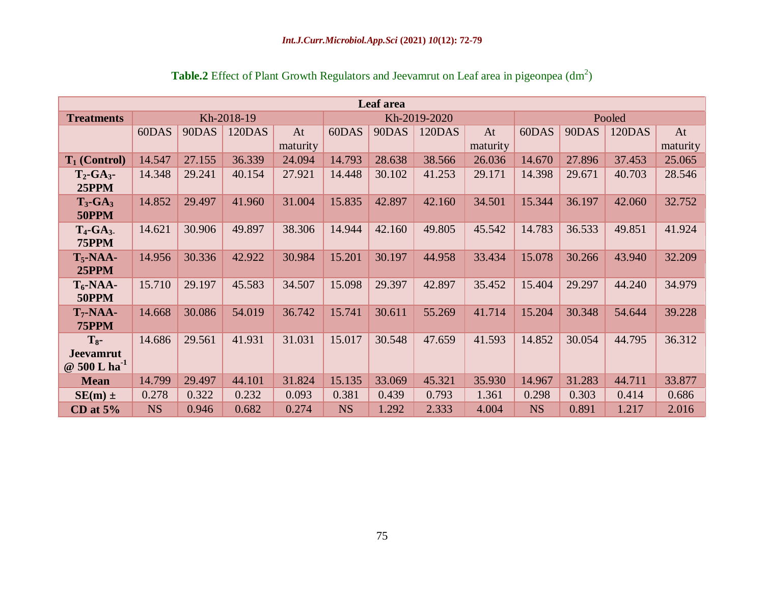**Table.2** Effect of Plant Growth Regulators and Jeevamrut on Leaf area in pigeonpea ($dm^2$)

| Leaf area | | | | | | | | | | | | |
|---|---|---|---|---|---|---|---|---|---|---|---|---|
| **Treatments** | Kh-2018-19 | | | | Kh-2019-2020 | | | | Pooled | | | |
| | 60DAS | 90DAS | 120DAS | At maturity | 60DAS | 90DAS | 120DAS | At maturity | 60DAS | 90DAS | 120DAS | At maturity |
| **$T_1$ (Control)** | 14.547 | 27.155 | 36.339 | 24.094 | 14.793 | 28.638 | 38.566 | 26.036 | 14.670 | 27.896 | 37.453 | 25.065 |
| **$T_2$-$GA_3$-25PPM** | 14.348 | 29.241 | 40.154 | 27.921 | 14.448 | 30.102 | 41.253 | 29.171 | 14.398 | 29.671 | 40.703 | 28.546 |
| **$T_3$-$GA_3$ 50PPM** | 14.852 | 29.497 | 41.960 | 31.004 | 15.835 | 42.897 | 42.160 | 34.501 | 15.344 | 36.197 | 42.060 | 32.752 |
| **$T_4$-$GA_3$-75PPM** | 14.621 | 30.906 | 49.897 | 38.306 | 14.944 | 42.160 | 49.805 | 45.542 | 14.783 | 36.533 | 49.851 | 41.924 |
| **$T_5$-NAA-25PPM** | 14.956 | 30.336 | 42.922 | 30.984 | 15.201 | 30.197 | 44.958 | 33.434 | 15.078 | 30.266 | 43.940 | 32.209 |
| **$T_6$-NAA-50PPM** | 15.710 | 29.197 | 45.583 | 34.507 | 15.098 | 29.397 | 42.897 | 35.452 | 15.404 | 29.297 | 44.240 | 34.979 |
| **$T_7$-NAA-75PPM** | 14.668 | 30.086 | 54.019 | 36.742 | 15.741 | 30.611 | 55.269 | 41.714 | 15.204 | 30.348 | 54.644 | 39.228 |
| **$T_8$-Jeevamrut @ 500 L $ha^{-1}$** | 14.686 | 29.561 | 41.931 | 31.031 | 15.017 | 30.548 | 47.659 | 41.593 | 14.852 | 30.054 | 44.795 | 36.312 |
| **Mean** | 14.799 | 29.497 | 44.101 | 31.824 | 15.135 | 33.069 | 45.321 | 35.930 | 14.967 | 31.283 | 44.711 | 33.877 |
| **SE(m) ±** | 0.278 | 0.322 | 0.232 | 0.093 | 0.381 | 0.439 | 0.793 | 1.361 | 0.298 | 0.303 | 0.414 | 0.686 |
| **CD at 5%** | NS | 0.946 | 0.682 | 0.274 | NS | 1.292 | 2.333 | 4.004 | NS | 0.891 | 1.217 | 2.016 |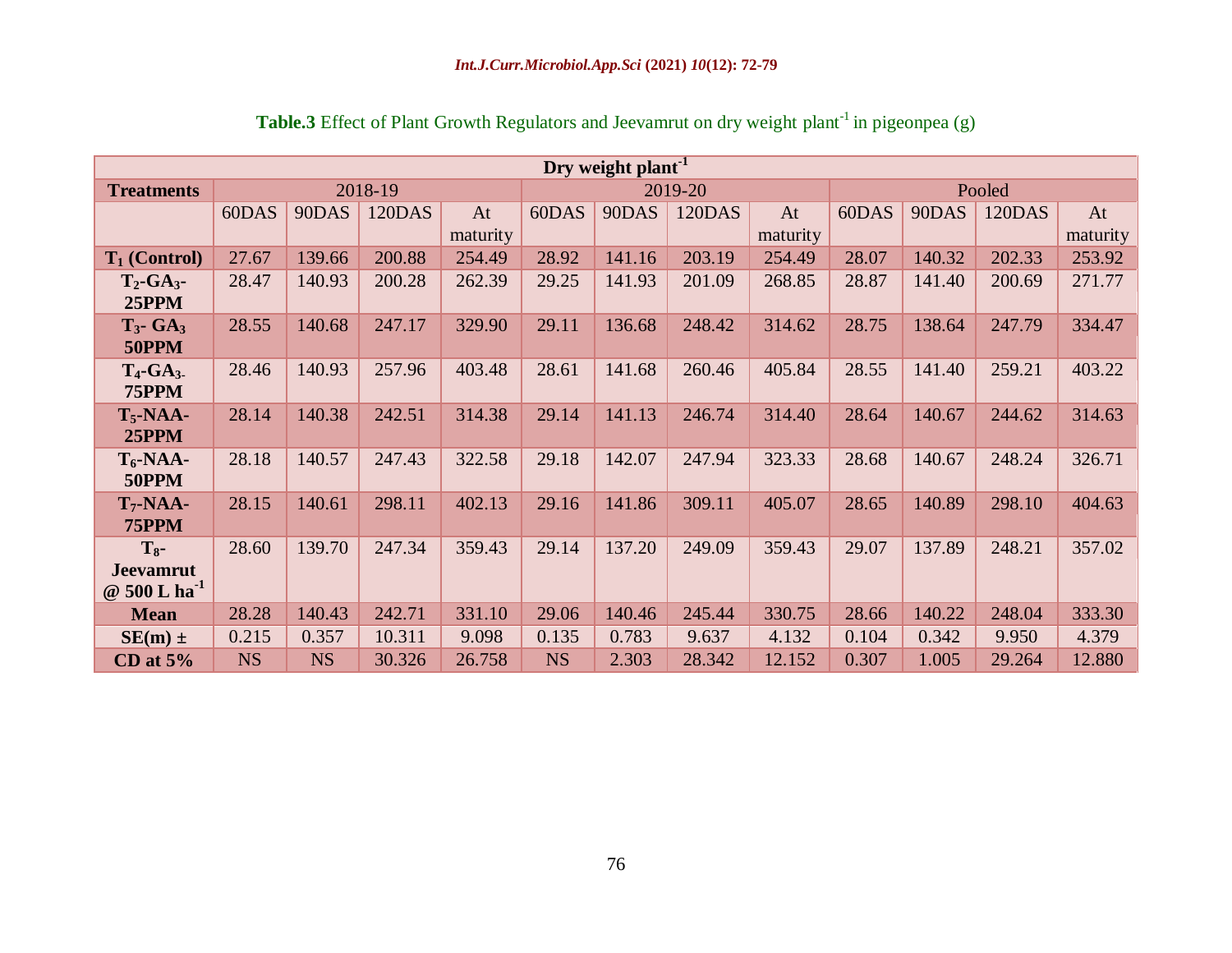**Table.3** Effect of Plant Growth Regulators and Jeevamrut on dry weight plant$^{-1}$ in pigeonpea (g)

| Dry weight plant$^{-1}$ | | | | | | | | | | | | |
|---|---|---|---|---|---|---|---|---|---|---|---|---|
| **Treatments** | 2018-19 | | | | 2019-20 | | | | Pooled | | | |
| | 60DAS | 90DAS | 120DAS | At maturity | 60DAS | 90DAS | 120DAS | At maturity | 60DAS | 90DAS | 120DAS | At maturity |
| **$T_1$ (Control)** | 27.67 | 139.66 | 200.88 | 254.49 | 28.92 | 141.16 | 203.19 | 254.49 | 28.07 | 140.32 | 202.33 | 253.92 |
| **$T_2$-$GA_3$-25PPM** | 28.47 | 140.93 | 200.28 | 262.39 | 29.25 | 141.93 | 201.09 | 268.85 | 28.87 | 141.40 | 200.69 | 271.77 |
| **$T_3$- $GA_3$ 50PPM** | 28.55 | 140.68 | 247.17 | 329.90 | 29.11 | 136.68 | 248.42 | 314.62 | 28.75 | 138.64 | 247.79 | 334.47 |
| **$T_4$-$GA_3$-75PPM** | 28.46 | 140.93 | 257.96 | 403.48 | 28.61 | 141.68 | 260.46 | 405.84 | 28.55 | 141.40 | 259.21 | 403.22 |
| **$T_5$-NAA-25PPM** | 28.14 | 140.38 | 242.51 | 314.38 | 29.14 | 141.13 | 246.74 | 314.40 | 28.64 | 140.67 | 244.62 | 314.63 |
| **$T_6$-NAA-50PPM** | 28.18 | 140.57 | 247.43 | 322.58 | 29.18 | 142.07 | 247.94 | 323.33 | 28.68 | 140.67 | 248.24 | 326.71 |
| **$T_7$-NAA-75PPM** | 28.15 | 140.61 | 298.11 | 402.13 | 29.16 | 141.86 | 309.11 | 405.07 | 28.65 | 140.89 | 298.10 | 404.63 |
| **$T_8$-Jeevamrut @ 500 L ha$^{-1}$** | 28.60 | 139.70 | 247.34 | 359.43 | 29.14 | 137.20 | 249.09 | 359.43 | 29.07 | 137.89 | 248.21 | 357.02 |
| **Mean** | 28.28 | 140.43 | 242.71 | 331.10 | 29.06 | 140.46 | 245.44 | 330.75 | 28.66 | 140.22 | 248.04 | 333.30 |
| **SE(m) ±** | 0.215 | 0.357 | 10.311 | 9.098 | 0.135 | 0.783 | 9.637 | 4.132 | 0.104 | 0.342 | 9.950 | 4.379 |
| **CD at 5%** | NS | NS | 30.326 | 26.758 | NS | 2.303 | 28.342 | 12.152 | 0.307 | 1.005 | 29.264 | 12.880 |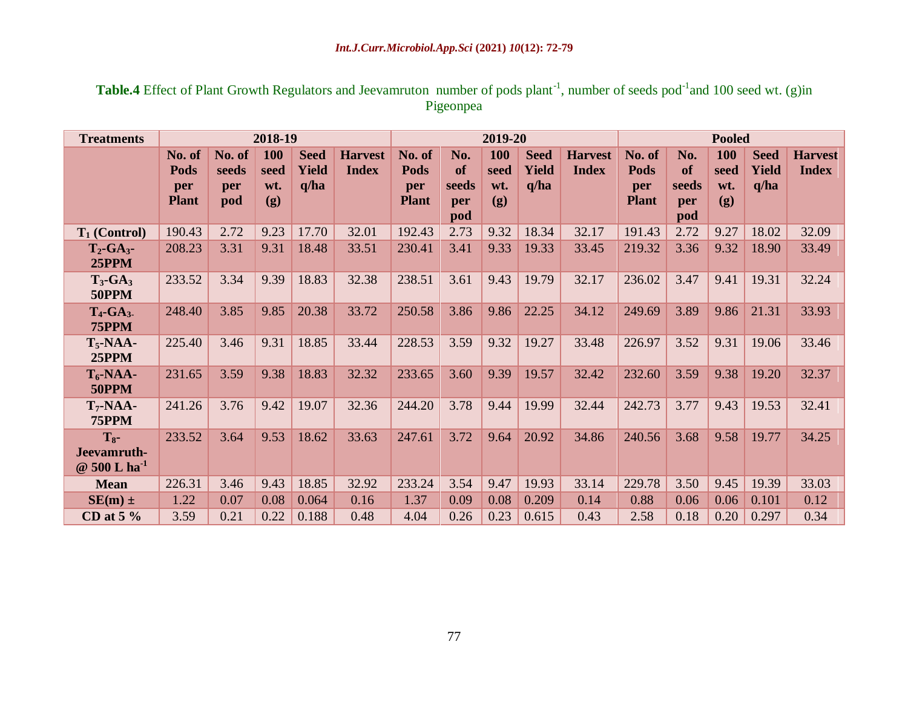**Table.4** Effect of Plant Growth Regulators and Jeevamruton number of pods plant$^{-1}$, number of seeds pod$^{-1}$and 100 seed wt. (g)in Pigeonpea

| Treatments | 2018-19 | | | | | 2019-20 | | | | | Pooled | | | | |
|---|---|---|---|---|---|---|---|---|---|---|---|---|---|---|---|
| | No. of Pods per Plant | No. of seeds per pod | 100 seed wt. (g) | Seed Yield q/ha | Harvest Index | No. of Pods per Plant | No. of seeds per pod | 100 seed wt. (g) | Seed Yield q/ha | Harvest Index | No. of Pods per Plant | No. of seeds per pod | 100 seed wt. (g) | Seed Yield q/ha | Harvest Index |
| $T_1$ (Control) | 190.43 | 2.72 | 9.23 | 17.70 | 32.01 | 192.43 | 2.73 | 9.32 | 18.34 | 32.17 | 191.43 | 2.72 | 9.27 | 18.02 | 32.09 |
| $T_2$-$GA_3$-25PPM | 208.23 | 3.31 | 9.31 | 18.48 | 33.51 | 230.41 | 3.41 | 9.33 | 19.33 | 33.45 | 219.32 | 3.36 | 9.32 | 18.90 | 33.49 |
| $T_3$-$GA_3$ 50PPM | 233.52 | 3.34 | 9.39 | 18.83 | 32.38 | 238.51 | 3.61 | 9.43 | 19.79 | 32.17 | 236.02 | 3.47 | 9.41 | 19.31 | 32.24 |
| $T_4$-$GA_3$-75PPM | 248.40 | 3.85 | 9.85 | 20.38 | 33.72 | 250.58 | 3.86 | 9.86 | 22.25 | 34.12 | 249.69 | 3.89 | 9.86 | 21.31 | 33.93 |
| $T_5$-NAA-25PPM | 225.40 | 3.46 | 9.31 | 18.85 | 33.44 | 228.53 | 3.59 | 9.32 | 19.27 | 33.48 | 226.97 | 3.52 | 9.31 | 19.06 | 33.46 |
| $T_6$-NAA-50PPM | 231.65 | 3.59 | 9.38 | 18.83 | 32.32 | 233.65 | 3.60 | 9.39 | 19.57 | 32.42 | 232.60 | 3.59 | 9.38 | 19.20 | 32.37 |
| $T_7$-NAA-75PPM | 241.26 | 3.76 | 9.42 | 19.07 | 32.36 | 244.20 | 3.78 | 9.44 | 19.99 | 32.44 | 242.73 | 3.77 | 9.43 | 19.53 | 32.41 |
| $T_8$-Jeevamruth-@ 500 L ha$^{-1}$ | 233.52 | 3.64 | 9.53 | 18.62 | 33.63 | 247.61 | 3.72 | 9.64 | 20.92 | 34.86 | 240.56 | 3.68 | 9.58 | 19.77 | 34.25 |
| Mean | 226.31 | 3.46 | 9.43 | 18.85 | 32.92 | 233.24 | 3.54 | 9.47 | 19.93 | 33.14 | 229.78 | 3.50 | 9.45 | 19.39 | 33.03 |
| SE(m) ± | 1.22 | 0.07 | 0.08 | 0.064 | 0.16 | 1.37 | 0.09 | 0.08 | 0.209 | 0.14 | 0.88 | 0.06 | 0.06 | 0.101 | 0.12 |
| CD at 5 % | 3.59 | 0.21 | 0.22 | 0.188 | 0.48 | 4.04 | 0.26 | 0.23 | 0.615 | 0.43 | 2.58 | 0.18 | 0.20 | 0.297 | 0.34 |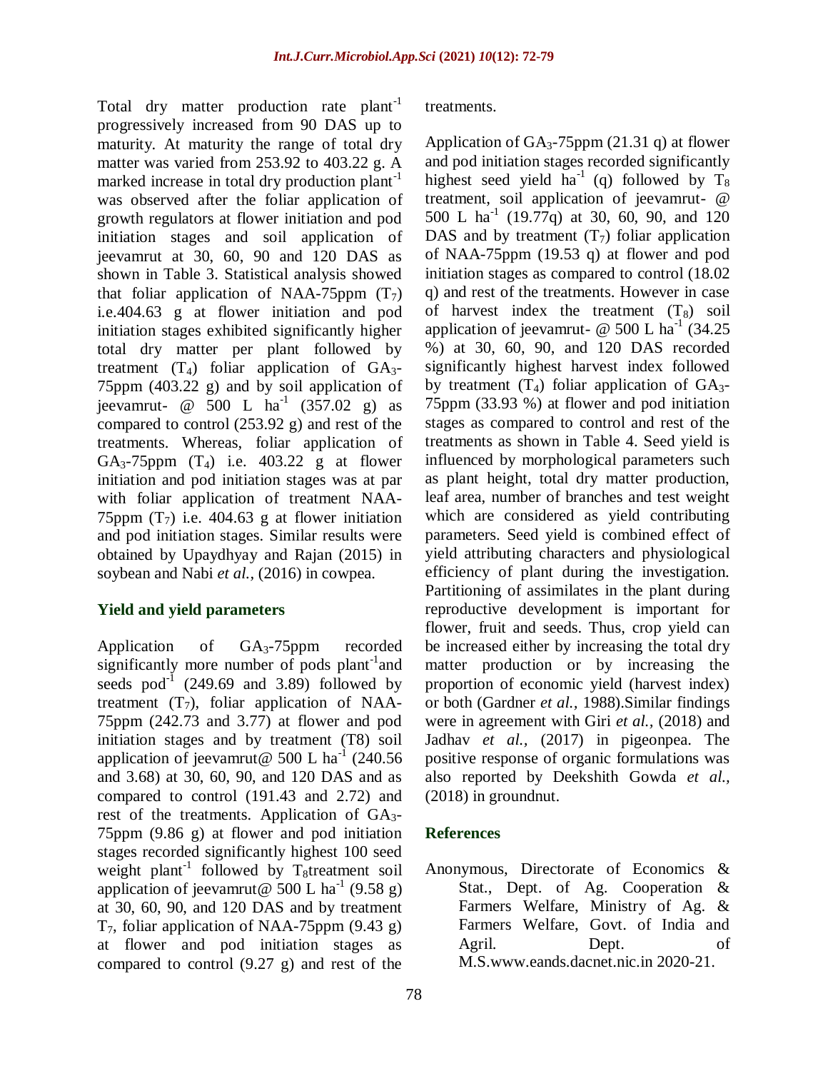Total dry matter production rate plant$^{-1}$ progressively increased from 90 DAS up to maturity. At maturity the range of total dry matter was varied from 253.92 to 403.22 g. A marked increase in total dry production plant$^{-1}$ was observed after the foliar application of growth regulators at flower initiation and pod initiation stages and soil application of jeevamrut at 30, 60, 90 and 120 DAS as shown in Table 3. Statistical analysis showed that foliar application of NAA-75ppm ($T_7$) i.e.404.63 g at flower initiation and pod initiation stages exhibited significantly higher total dry matter per plant followed by treatment ($T_4$) foliar application of $GA_3$-75ppm (403.22 g) and by soil application of jeevamrut- @ 500 L ha$^{-1}$ (357.02 g) as compared to control (253.92 g) and rest of the treatments. Whereas, foliar application of $GA_3$-75ppm ($T_4$) i.e. 403.22 g at flower initiation and pod initiation stages was at par with foliar application of treatment NAA-75ppm ($T_7$) i.e. 404.63 g at flower initiation and pod initiation stages. Similar results were obtained by Upaydhyay and Rajan (2015) in soybean and Nabi *et al.*, (2016) in cowpea.

## Yield and yield parameters

Application of $GA_3$-75ppm recorded significantly more number of pods plant$^{-1}$and seeds pod$^{-1}$ (249.69 and 3.89) followed by treatment ($T_7$), foliar application of NAA-75ppm (242.73 and 3.77) at flower and pod initiation stages and by treatment (T8) soil application of jeevamrut@ 500 L ha$^{-1}$ (240.56 and 3.68) at 30, 60, 90, and 120 DAS and as compared to control (191.43 and 2.72) and rest of the treatments. Application of $GA_3$-75ppm (9.86 g) at flower and pod initiation stages recorded significantly highest 100 seed weight plant$^{-1}$ followed by $T_8$treatment soil application of jeevamrut@ 500 L ha$^{-1}$ (9.58 g) at 30, 60, 90, and 120 DAS and by treatment $T_7$, foliar application of NAA-75ppm (9.43 g) at flower and pod initiation stages as compared to control (9.27 g) and rest of the treatments.

Application of $GA_3$-75ppm (21.31 q) at flower and pod initiation stages recorded significantly highest seed yield ha$^{-1}$ (q) followed by $T_8$ treatment, soil application of jeevamrut- @ 500 L ha$^{-1}$ (19.77q) at 30, 60, 90, and 120 DAS and by treatment ($T_7$) foliar application of NAA-75ppm (19.53 q) at flower and pod initiation stages as compared to control (18.02 q) and rest of the treatments. However in case of harvest index the treatment ($T_8$) soil application of jeevamrut- @ 500 L ha$^{-1}$ (34.25 %) at 30, 60, 90, and 120 DAS recorded significantly highest harvest index followed by treatment ($T_4$) foliar application of $GA_3$-75ppm (33.93 %) at flower and pod initiation stages as compared to control and rest of the treatments as shown in Table 4. Seed yield is influenced by morphological parameters such as plant height, total dry matter production, leaf area, number of branches and test weight which are considered as yield contributing parameters. Seed yield is combined effect of yield attributing characters and physiological efficiency of plant during the investigation. Partitioning of assimilates in the plant during reproductive development is important for flower, fruit and seeds. Thus, crop yield can be increased either by increasing the total dry matter production or by increasing the proportion of economic yield (harvest index) or both (Gardner *et al.*, 1988).Similar findings were in agreement with Giri *et al.*, (2018) and Jadhav *et al.*, (2017) in pigeonpea. The positive response of organic formulations was also reported by Deekshith Gowda *et al.*, (2018) in groundnut.

## References

Anonymous, Directorate of Economics & Stat., Dept. of Ag. Cooperation & Farmers Welfare, Ministry of Ag. & Farmers Welfare, Govt. of India and Agril. Dept. of M.S.www.eands.dacnet.nic.in 2020-21.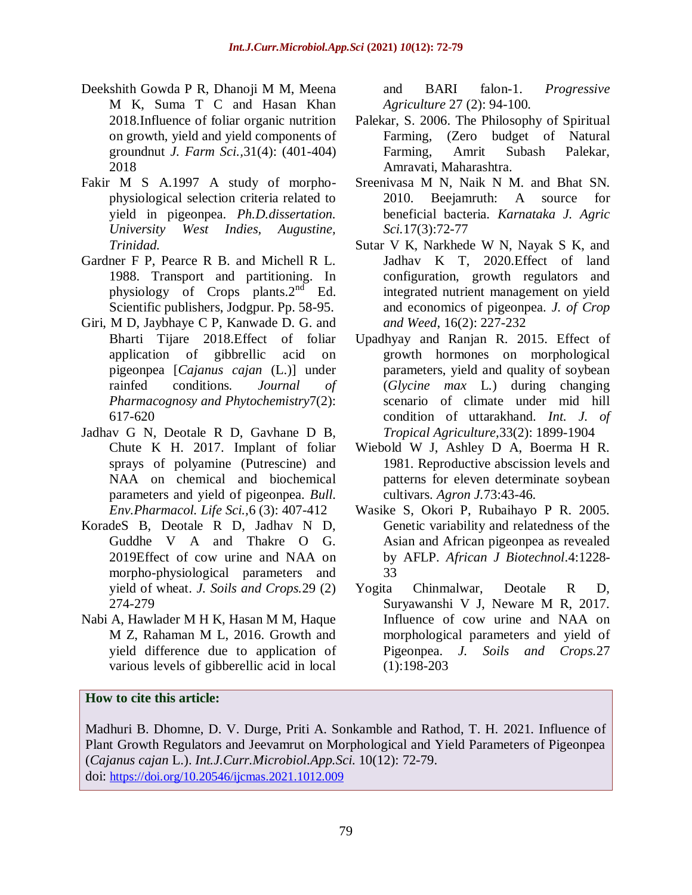Deekshith Gowda P R, Dhanoji M M, Meena M K, Suma T C and Hasan Khan 2018.Influence of foliar organic nutrition on growth, yield and yield components of groundnut *J. Farm Sci.*,31(4): (401-404) 2018

Fakir M S A.1997 A study of morpho-physiological selection criteria related to yield in pigeonpea. *Ph.D.dissertation. University West Indies, Augustine, Trinidad.*

Gardner F P, Pearce R B. and Michell R L. 1988. Transport and partitioning. In physiology of Crops plants.2nd Ed. Scientific publishers, Jodgpur. Pp. 58-95.

Giri, M D, Jaybhaye C P, Kanwade D. G. and Bharti Tijare 2018.Effect of foliar application of gibbrellic acid on pigeonpea [*Cajanus cajan* (L.)] under rainfed conditions. *Journal of Pharmacognosy and Phytochemistry*7(2): 617-620

Jadhav G N, Deotale R D, Gavhane D B, Chute K H. 2017. Implant of foliar sprays of polyamine (Putrescine) and NAA on chemical and biochemical parameters and yield of pigeonpea. *Bull. Env.Pharmacol. Life Sci.*,6 (3): 407-412

KoradeS B, Deotale R D, Jadhav N D, Guddhe V A and Thakre O G. 2019Effect of cow urine and NAA on morpho-physiological parameters and yield of wheat. *J. Soils and Crops.*29 (2) 274-279

Nabi A, Hawlader M H K, Hasan M M, Haque M Z, Rahaman M L, 2016. Growth and yield difference due to application of various levels of gibberellic acid in local and BARI falon-1. *Progressive Agriculture* 27 (2): 94-100.

Palekar, S. 2006. The Philosophy of Spiritual Farming, (Zero budget of Natural Farming, Amrit Subash Palekar, Amravati, Maharashtra.

Sreenivasa M N, Naik N M. and Bhat SN. 2010. Beejamruth: A source for beneficial bacteria. *Karnataka J. Agric Sci.*17(3):72-77

Sutar V K, Narkhede W N, Nayak S K, and Jadhav K T, 2020.Effect of land configuration, growth regulators and integrated nutrient management on yield and economics of pigeonpea. *J. of Crop and Weed*, 16(2): 227-232

Upadhyay and Ranjan R. 2015. Effect of growth hormones on morphological parameters, yield and quality of soybean (*Glycine max* L.) during changing scenario of climate under mid hill condition of uttarakhand. *Int. J. of Tropical Agriculture,*33(2): 1899-1904

Wiebold W J, Ashley D A, Boerma H R. 1981. Reproductive abscission levels and patterns for eleven determinate soybean cultivars. *Agron J.*73:43-46.

Wasike S, Okori P, Rubaihayo P R. 2005. Genetic variability and relatedness of the Asian and African pigeonpea as revealed by AFLP. *African J Biotechnol*.4:1228-33

Yogita Chinmalwar, Deotale R D, Suryawanshi V J, Neware M R, 2017. Influence of cow urine and NAA on morphological parameters and yield of Pigeonpea. *J. Soils and Crops.*27 (1):198-203

**How to cite this article:**

Madhuri B. Dhomne, D. V. Durge, Priti A. Sonkamble and Rathod, T. H. 2021. Influence of Plant Growth Regulators and Jeevamrut on Morphological and Yield Parameters of Pigeonpea (*Cajanus cajan* L.). *Int.J.Curr.Microbiol.App.Sci.* 10(12): 72-79.
doi: https://doi.org/10.20546/ijcmas.2021.1012.009